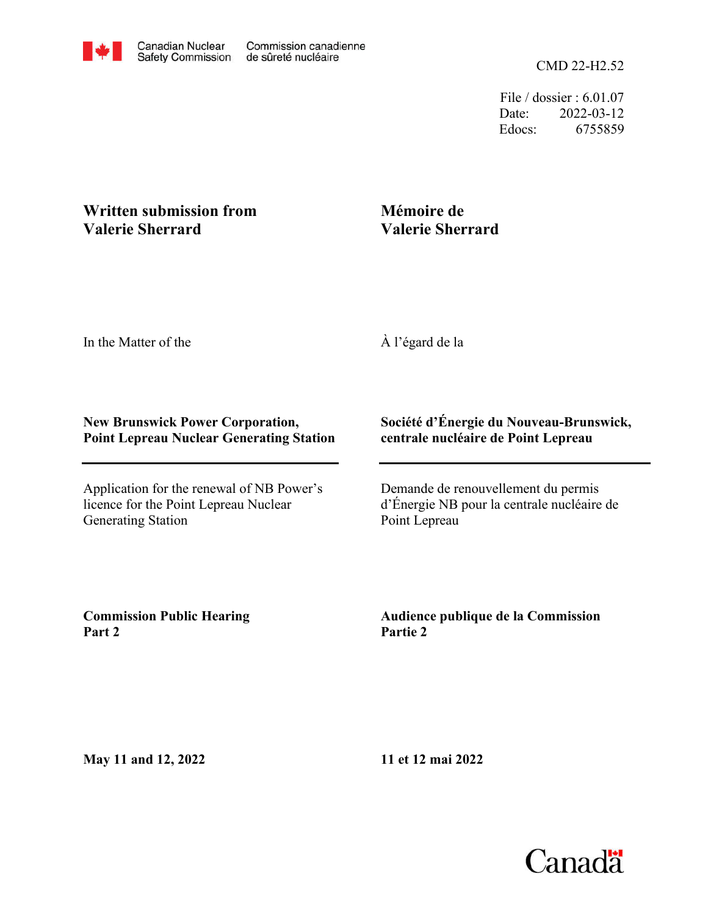Canadian Nuclear Safety Commission | Commission canadienne de sûreté nucléaire

CMD 22-H2.52

File / dossier : 6.01.07
Date: 2022-03-12
Edocs: 6755859

**Written submission from Valerie Sherrard**

**Mémoire de Valerie Sherrard**

In the Matter of the

À l'égard de la

**New Brunswick Power Corporation, Point Lepreau Nuclear Generating Station**

**Société d'Énergie du Nouveau-Brunswick, centrale nucléaire de Point Lepreau**

Application for the renewal of NB Power's licence for the Point Lepreau Nuclear Generating Station

Demande de renouvellement du permis d'Énergie NB pour la centrale nucléaire de Point Lepreau

**Commission Public Hearing Part 2**

**Audience publique de la Commission Partie 2**

**May 11 and 12, 2022**

**11 et 12 mai 2022**

Canada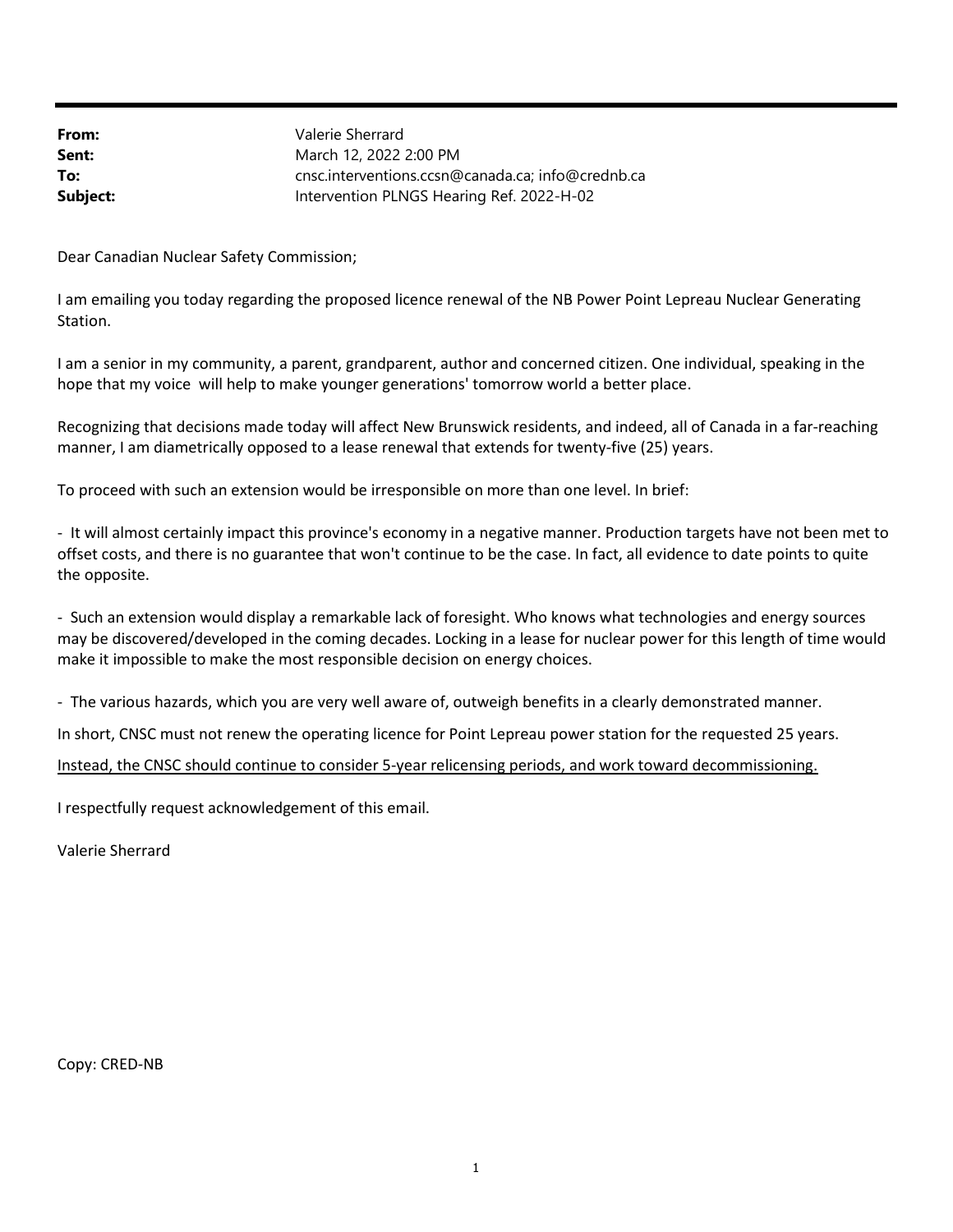**From:** Valerie Sherrard
**Sent:** March 12, 2022 2:00 PM
**To:** cnsc.interventions.ccsn@canada.ca; info@crednb.ca
**Subject:** Intervention PLNGS Hearing Ref. 2022-H-02

Dear Canadian Nuclear Safety Commission;

I am emailing you today regarding the proposed licence renewal of the NB Power Point Lepreau Nuclear Generating Station.

I am a senior in my community, a parent, grandparent, author and concerned citizen. One individual, speaking in the hope that my voice will help to make younger generations' tomorrow world a better place.

Recognizing that decisions made today will affect New Brunswick residents, and indeed, all of Canada in a far-reaching manner, I am diametrically opposed to a lease renewal that extends for twenty-five (25) years.

To proceed with such an extension would be irresponsible on more than one level. In brief:

- It will almost certainly impact this province's economy in a negative manner. Production targets have not been met to offset costs, and there is no guarantee that won't continue to be the case. In fact, all evidence to date points to quite the opposite.

- Such an extension would display a remarkable lack of foresight. Who knows what technologies and energy sources may be discovered/developed in the coming decades. Locking in a lease for nuclear power for this length of time would make it impossible to make the most responsible decision on energy choices.

- The various hazards, which you are very well aware of, outweigh benefits in a clearly demonstrated manner.

In short, CNSC must not renew the operating licence for Point Lepreau power station for the requested 25 years.

<u>Instead, the CNSC should continue to consider 5-year relicensing periods, and work toward decommissioning.</u>

I respectfully request acknowledgement of this email.

Valerie Sherrard

Copy: CRED-NB